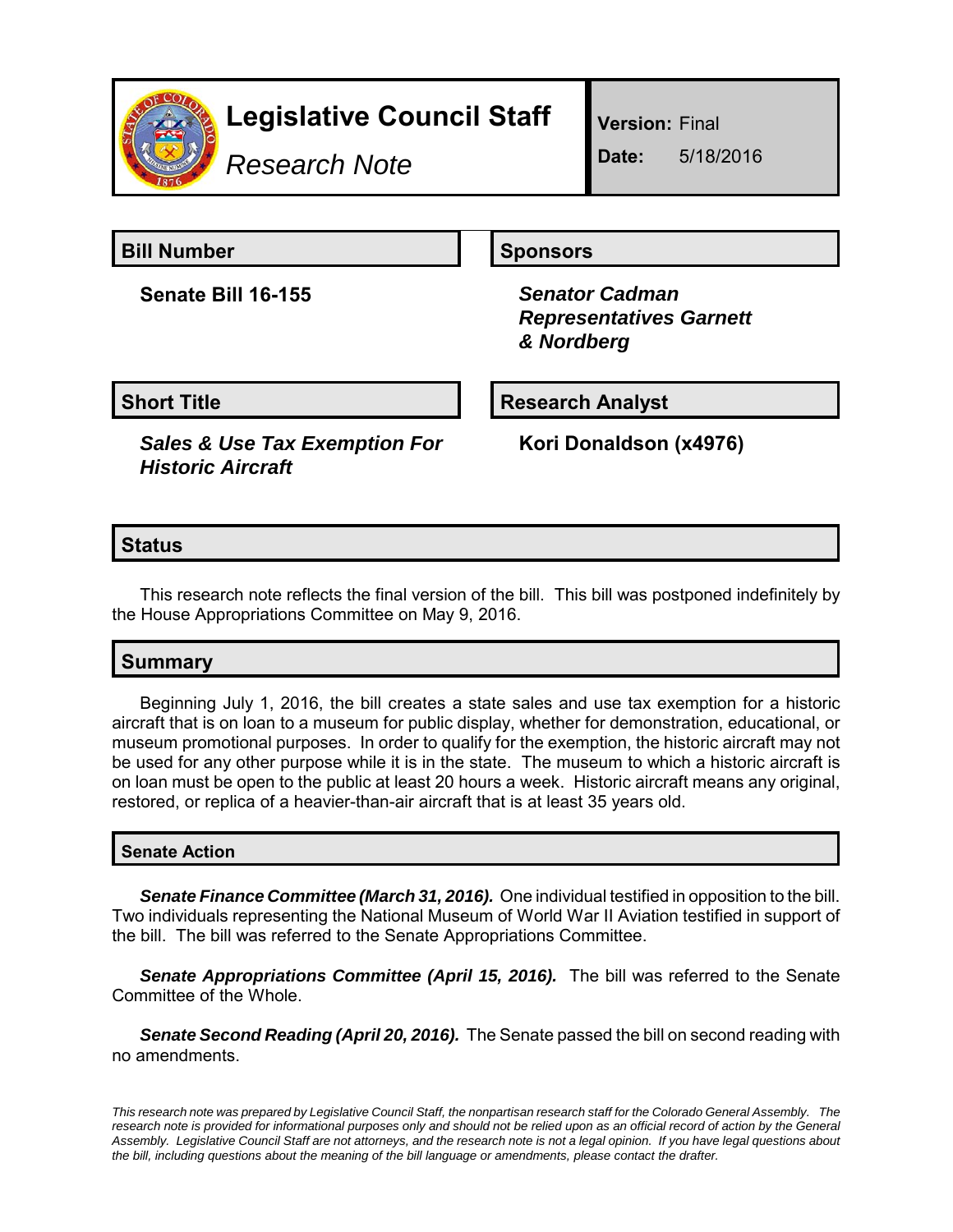# Legislative Council Staff

*Research Note*

**Version:** Final

**Date:** 5/18/2016

| **Bill Number** | **Sponsors** |
|---|---|
| **Senate Bill 16-155** | ***Senator Cadman*** ***Representatives Garnett & Nordberg*** |

| **Short Title** | **Research Analyst** |
|---|---|
| ***Sales & Use Tax Exemption For Historic Aircraft*** | **Kori Donaldson (x4976)** |

## Status

This research note reflects the final version of the bill. This bill was postponed indefinitely by the House Appropriations Committee on May 9, 2016.

## Summary

Beginning July 1, 2016, the bill creates a state sales and use tax exemption for a historic aircraft that is on loan to a museum for public display, whether for demonstration, educational, or museum promotional purposes. In order to qualify for the exemption, the historic aircraft may not be used for any other purpose while it is in the state. The museum to which a historic aircraft is on loan must be open to the public at least 20 hours a week. Historic aircraft means any original, restored, or replica of a heavier-than-air aircraft that is at least 35 years old.

### Senate Action

***Senate Finance Committee (March 31, 2016).*** One individual testified in opposition to the bill. Two individuals representing the National Museum of World War II Aviation testified in support of the bill. The bill was referred to the Senate Appropriations Committee.

***Senate Appropriations Committee (April 15, 2016).*** The bill was referred to the Senate Committee of the Whole.

***Senate Second Reading (April 20, 2016).*** The Senate passed the bill on second reading with no amendments.

*This research note was prepared by Legislative Council Staff, the nonpartisan research staff for the Colorado General Assembly. The research note is provided for informational purposes only and should not be relied upon as an official record of action by the General Assembly. Legislative Council Staff are not attorneys, and the research note is not a legal opinion. If you have legal questions about the bill, including questions about the meaning of the bill language or amendments, please contact the drafter.*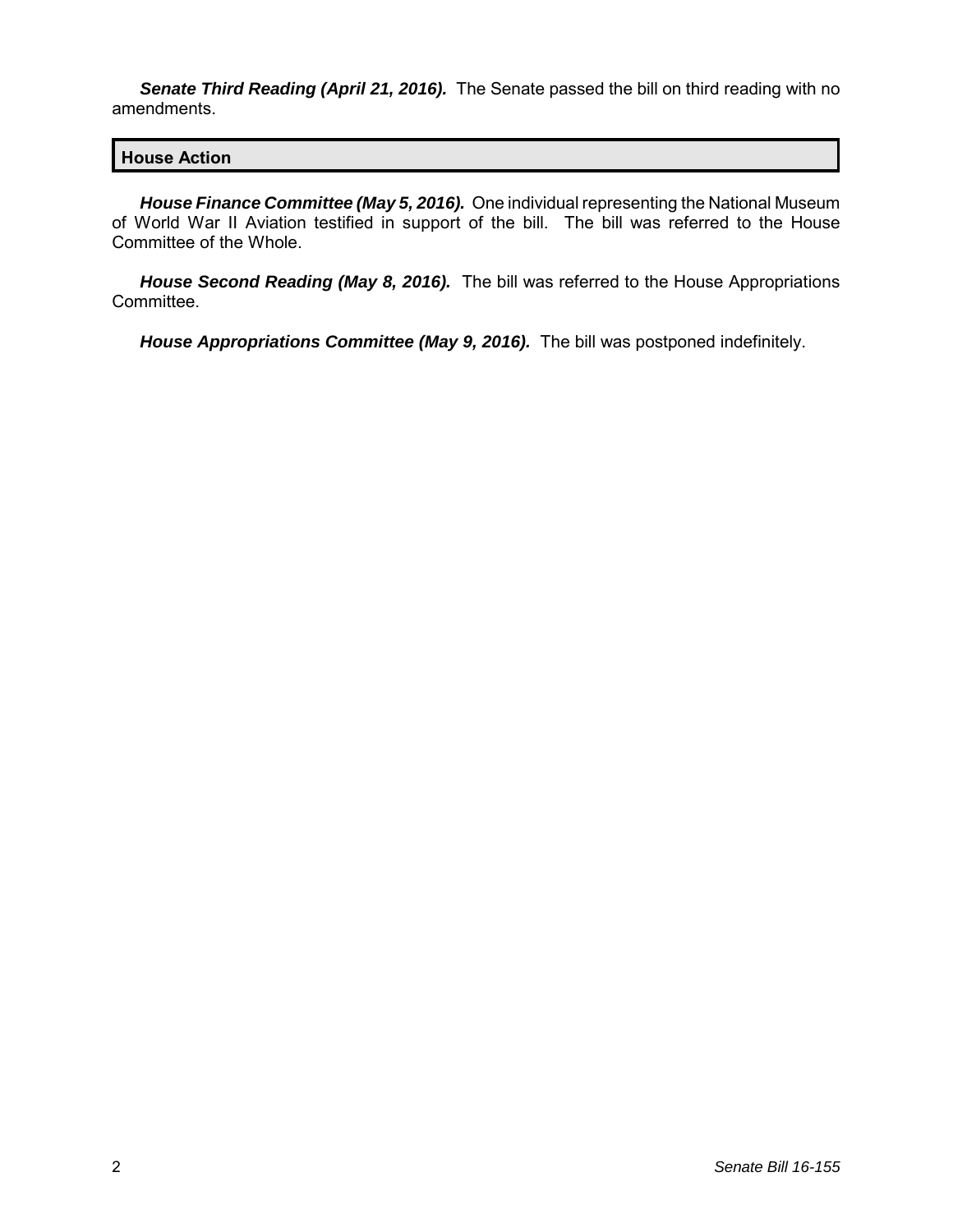***Senate Third Reading (April 21, 2016).*** The Senate passed the bill on third reading with no amendments.

## House Action

***House Finance Committee (May 5, 2016).*** One individual representing the National Museum of World War II Aviation testified in support of the bill. The bill was referred to the House Committee of the Whole.

***House Second Reading (May 8, 2016).*** The bill was referred to the House Appropriations Committee.

***House Appropriations Committee (May 9, 2016).*** The bill was postponed indefinitely.